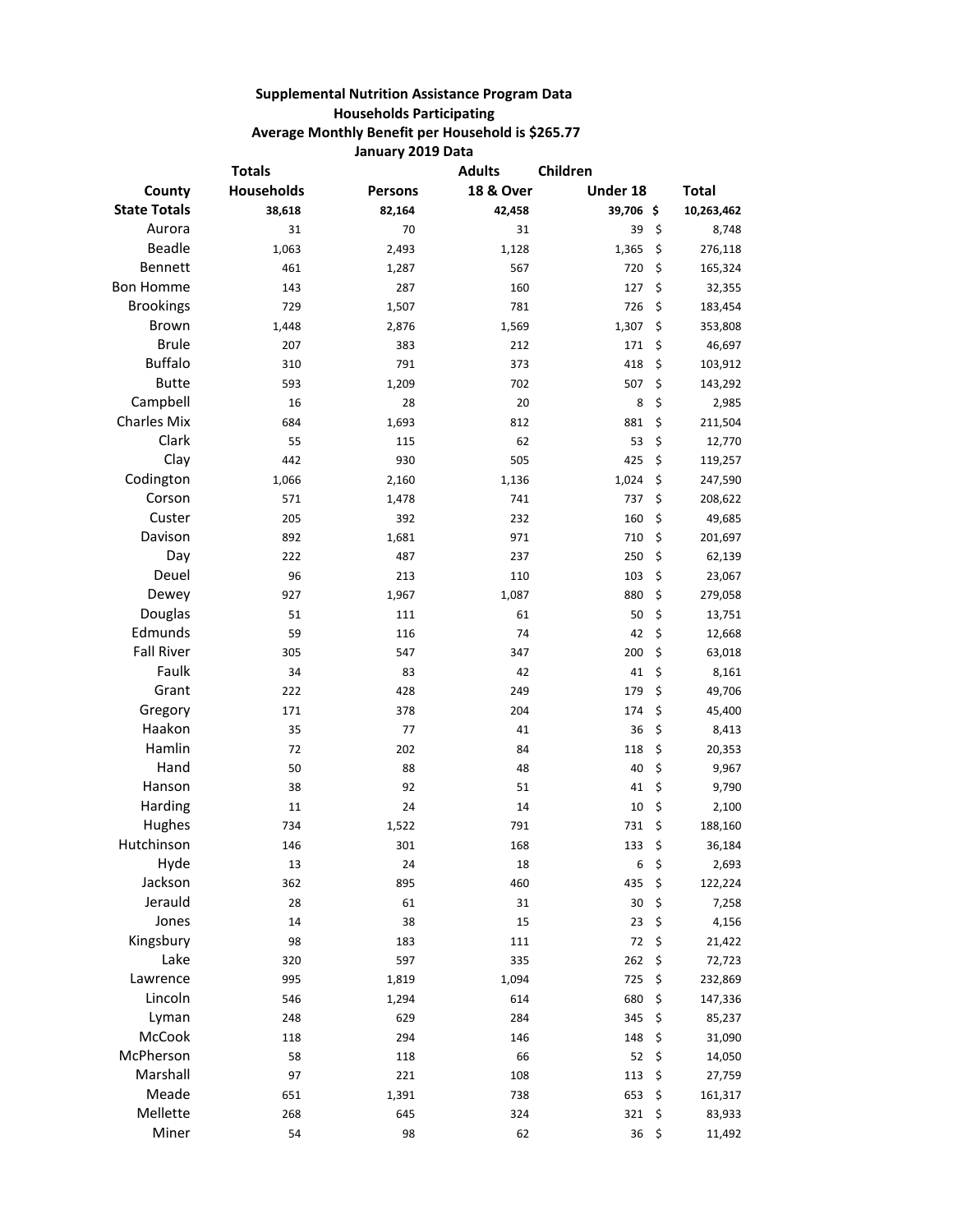**Supplemental Nutrition Assistance Program Data**

**Households Participating**

**Average Monthly Benefit per Household is $265.77**

**January 2019 Data**

| County | Totals Households | Persons | Adults 18 & Over | Children Under 18 | Total |
|---|---|---|---|---|---|
| **State Totals** | **38,618** | **82,164** | **42,458** | **39,706** | **$ 10,263,462** |
| Aurora | 31 | 70 | 31 | 39 | $ 8,748 |
| Beadle | 1,063 | 2,493 | 1,128 | 1,365 | $ 276,118 |
| Bennett | 461 | 1,287 | 567 | 720 | $ 165,324 |
| Bon Homme | 143 | 287 | 160 | 127 | $ 32,355 |
| Brookings | 729 | 1,507 | 781 | 726 | $ 183,454 |
| Brown | 1,448 | 2,876 | 1,569 | 1,307 | $ 353,808 |
| Brule | 207 | 383 | 212 | 171 | $ 46,697 |
| Buffalo | 310 | 791 | 373 | 418 | $ 103,912 |
| Butte | 593 | 1,209 | 702 | 507 | $ 143,292 |
| Campbell | 16 | 28 | 20 | 8 | $ 2,985 |
| Charles Mix | 684 | 1,693 | 812 | 881 | $ 211,504 |
| Clark | 55 | 115 | 62 | 53 | $ 12,770 |
| Clay | 442 | 930 | 505 | 425 | $ 119,257 |
| Codington | 1,066 | 2,160 | 1,136 | 1,024 | $ 247,590 |
| Corson | 571 | 1,478 | 741 | 737 | $ 208,622 |
| Custer | 205 | 392 | 232 | 160 | $ 49,685 |
| Davison | 892 | 1,681 | 971 | 710 | $ 201,697 |
| Day | 222 | 487 | 237 | 250 | $ 62,139 |
| Deuel | 96 | 213 | 110 | 103 | $ 23,067 |
| Dewey | 927 | 1,967 | 1,087 | 880 | $ 279,058 |
| Douglas | 51 | 111 | 61 | 50 | $ 13,751 |
| Edmunds | 59 | 116 | 74 | 42 | $ 12,668 |
| Fall River | 305 | 547 | 347 | 200 | $ 63,018 |
| Faulk | 34 | 83 | 42 | 41 | $ 8,161 |
| Grant | 222 | 428 | 249 | 179 | $ 49,706 |
| Gregory | 171 | 378 | 204 | 174 | $ 45,400 |
| Haakon | 35 | 77 | 41 | 36 | $ 8,413 |
| Hamlin | 72 | 202 | 84 | 118 | $ 20,353 |
| Hand | 50 | 88 | 48 | 40 | $ 9,967 |
| Hanson | 38 | 92 | 51 | 41 | $ 9,790 |
| Harding | 11 | 24 | 14 | 10 | $ 2,100 |
| Hughes | 734 | 1,522 | 791 | 731 | $ 188,160 |
| Hutchinson | 146 | 301 | 168 | 133 | $ 36,184 |
| Hyde | 13 | 24 | 18 | 6 | $ 2,693 |
| Jackson | 362 | 895 | 460 | 435 | $ 122,224 |
| Jerauld | 28 | 61 | 31 | 30 | $ 7,258 |
| Jones | 14 | 38 | 15 | 23 | $ 4,156 |
| Kingsbury | 98 | 183 | 111 | 72 | $ 21,422 |
| Lake | 320 | 597 | 335 | 262 | $ 72,723 |
| Lawrence | 995 | 1,819 | 1,094 | 725 | $ 232,869 |
| Lincoln | 546 | 1,294 | 614 | 680 | $ 147,336 |
| Lyman | 248 | 629 | 284 | 345 | $ 85,237 |
| McCook | 118 | 294 | 146 | 148 | $ 31,090 |
| McPherson | 58 | 118 | 66 | 52 | $ 14,050 |
| Marshall | 97 | 221 | 108 | 113 | $ 27,759 |
| Meade | 651 | 1,391 | 738 | 653 | $ 161,317 |
| Mellette | 268 | 645 | 324 | 321 | $ 83,933 |
| Miner | 54 | 98 | 62 | 36 | $ 11,492 |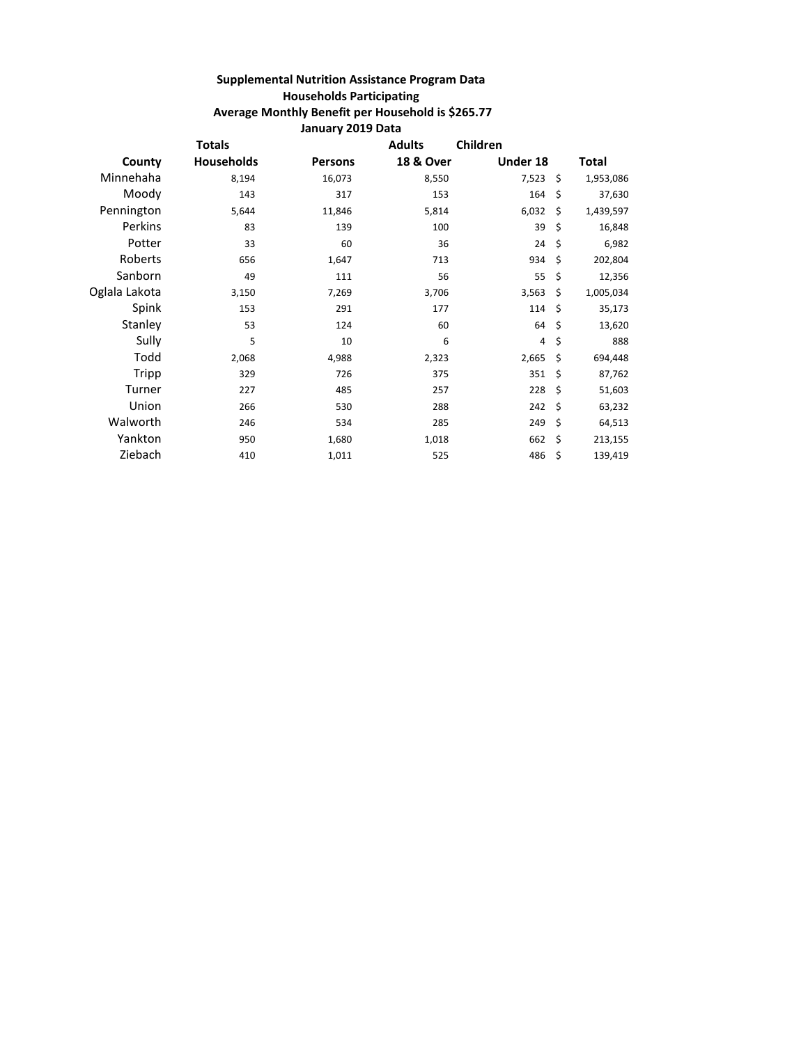**Supplemental Nutrition Assistance Program Data**
**Households Participating**
**Average Monthly Benefit per Household is $265.77**
**January 2019 Data**

| County | Totals Households | Persons | Adults 18 & Over | Children Under 18 | Total |
|---|---|---|---|---|---|
| Minnehaha | 8,194 | 16,073 | 8,550 | 7,523 | $ 1,953,086 |
| Moody | 143 | 317 | 153 | 164 | $ 37,630 |
| Pennington | 5,644 | 11,846 | 5,814 | 6,032 | $ 1,439,597 |
| Perkins | 83 | 139 | 100 | 39 | $ 16,848 |
| Potter | 33 | 60 | 36 | 24 | $ 6,982 |
| Roberts | 656 | 1,647 | 713 | 934 | $ 202,804 |
| Sanborn | 49 | 111 | 56 | 55 | $ 12,356 |
| Oglala Lakota | 3,150 | 7,269 | 3,706 | 3,563 | $ 1,005,034 |
| Spink | 153 | 291 | 177 | 114 | $ 35,173 |
| Stanley | 53 | 124 | 60 | 64 | $ 13,620 |
| Sully | 5 | 10 | 6 | 4 | $ 888 |
| Todd | 2,068 | 4,988 | 2,323 | 2,665 | $ 694,448 |
| Tripp | 329 | 726 | 375 | 351 | $ 87,762 |
| Turner | 227 | 485 | 257 | 228 | $ 51,603 |
| Union | 266 | 530 | 288 | 242 | $ 63,232 |
| Walworth | 246 | 534 | 285 | 249 | $ 64,513 |
| Yankton | 950 | 1,680 | 1,018 | 662 | $ 213,155 |
| Ziebach | 410 | 1,011 | 525 | 486 | $ 139,419 |